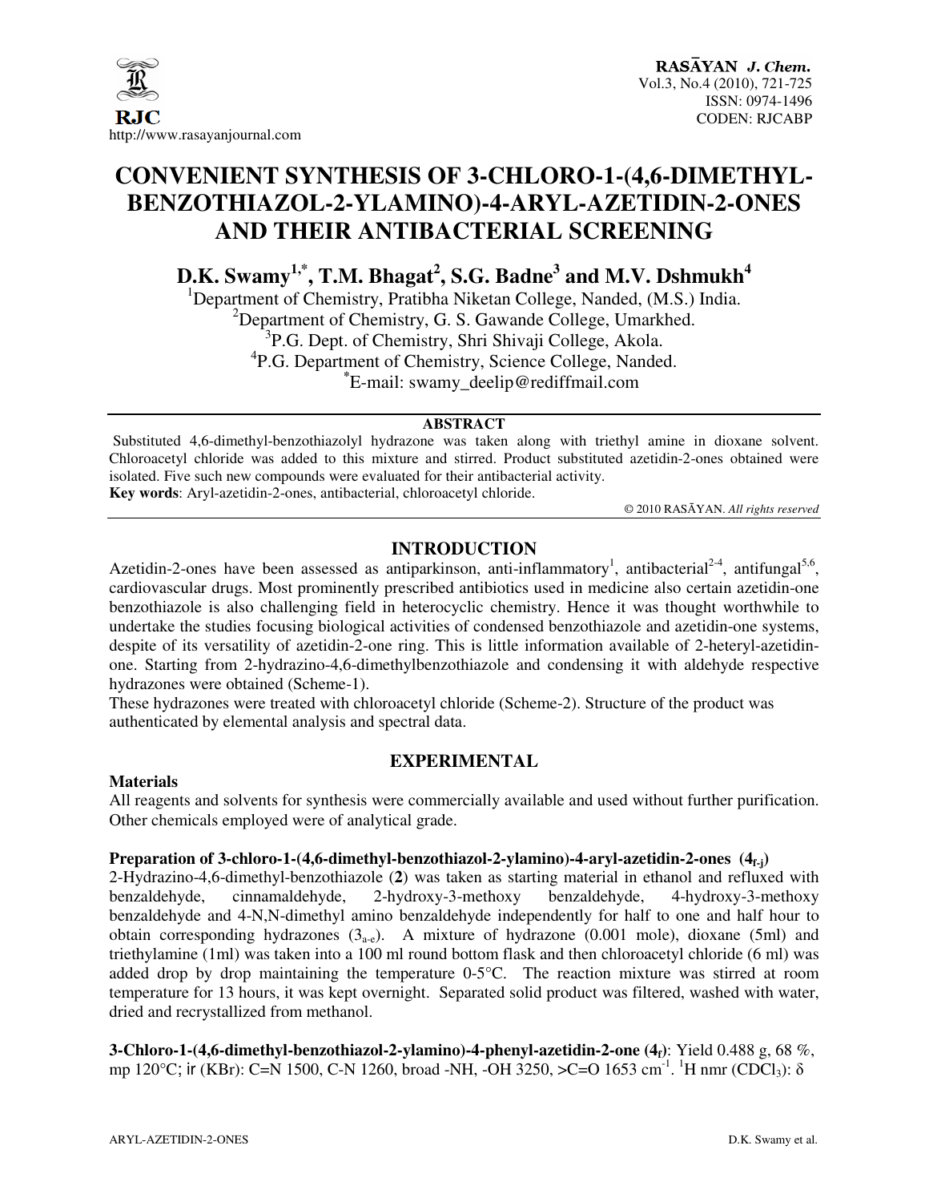# CONVENIENT SYNTHESIS OF 3-CHLORO-1-(4,6-DIMETHYL-BENZOTHIAZOL-2-YLAMINO)-4-ARYL-AZETIDIN-2-ONES AND THEIR ANTIBACTERIAL SCREENING

**D.K. Swamy[1,*], T.M. Bhagat[2], S.G. Badne[3] and M.V. Dshmukh[4]**

[1]Department of Chemistry, Pratibha Niketan College, Nanded, (M.S.) India.
[2]Department of Chemistry, G. S. Gawande College, Umarkhed.
[3]P.G. Dept. of Chemistry, Shri Shivaji College, Akola.
[4]P.G. Department of Chemistry, Science College, Nanded.
*E-mail: swamy_deelip@rediffmail.com

## ABSTRACT

Substituted 4,6-dimethyl-benzothiazolyl hydrazone was taken along with triethyl amine in dioxane solvent. Chloroacetyl chloride was added to this mixture and stirred. Product substituted azetidin-2-ones obtained were isolated. Five such new compounds were evaluated for their antibacterial activity.

**Key words**: Aryl-azetidin-2-ones, antibacterial, chloroacetyl chloride.

© 2010 RASĀYAN. *All rights reserved*

## INTRODUCTION

Azetidin-2-ones have been assessed as antiparkinson, anti-inflammatory[1], antibacterial[2-4], antifungal[5,6], cardiovascular drugs. Most prominently prescribed antibiotics used in medicine also certain azetidin-one benzothiazole is also challenging field in heterocyclic chemistry. Hence it was thought worthwhile to undertake the studies focusing biological activities of condensed benzothiazole and azetidin-one systems, despite of its versatility of azetidin-2-one ring. This is little information available of 2-heteryl-azetidin-one. Starting from 2-hydrazino-4,6-dimethylbenzothiazole and condensing it with aldehyde respective hydrazones were obtained (Scheme-1).

These hydrazones were treated with chloroacetyl chloride (Scheme-2). Structure of the product was authenticated by elemental analysis and spectral data.

## EXPERIMENTAL

### Materials

All reagents and solvents for synthesis were commercially available and used without further purification. Other chemicals employed were of analytical grade.

### Preparation of 3-chloro-1-(4,6-dimethyl-benzothiazol-2-ylamino)-4-aryl-azetidin-2-ones ($4_{f\text{-}j}$)

2-Hydrazino-4,6-dimethyl-benzothiazole (**2**) was taken as starting material in ethanol and refluxed with benzaldehyde, cinnamaldehyde, 2-hydroxy-3-methoxy benzaldehyde, 4-hydroxy-3-methoxy benzaldehyde and 4-N,N-dimethyl amino benzaldehyde independently for half to one and half hour to obtain corresponding hydrazones ($3_{a\text{-}e}$). A mixture of hydrazone (0.001 mole), dioxane (5ml) and triethylamine (1ml) was taken into a 100 ml round bottom flask and then chloroacetyl chloride (6 ml) was added drop by drop maintaining the temperature 0-5°C. The reaction mixture was stirred at room temperature for 13 hours, it was kept overnight. Separated solid product was filtered, washed with water, dried and recrystallized from methanol.

**3-Chloro-1-(4,6-dimethyl-benzothiazol-2-ylamino)-4-phenyl-azetidin-2-one ($4_f$)**: Yield 0.488 g, 68 %, mp 120°C; ir (KBr): C=N 1500, C-N 1260, broad -NH, -OH 3250, >C=O 1653 $cm^{-1}$. $^1$H nmr ($CDCl_3$): δ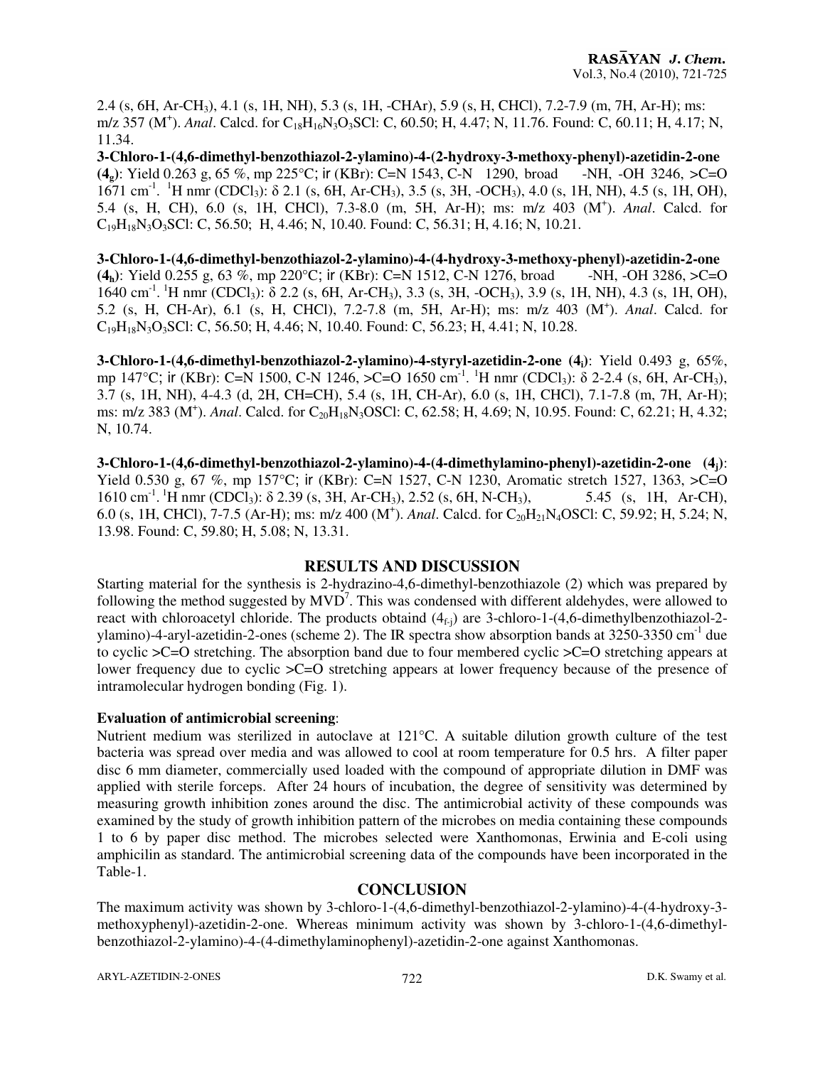2.4 (s, 6H, Ar-$CH_3$), 4.1 (s, 1H, NH), 5.3 (s, 1H, -CHAr), 5.9 (s, H, CHCl), 7.2-7.9 (m, 7H, Ar-H); ms: m/z 357 ($M^+$). *Anal*. Calcd. for $C_{18}H_{16}N_3O_3SCl$: C, 60.50; H, 4.47; N, 11.76. Found: C, 60.11; H, 4.17; N, 11.34.

**3-Chloro-1-(4,6-dimethyl-benzothiazol-2-ylamino)-4-(2-hydroxy-3-methoxy-phenyl)-azetidin-2-one ($4_g$)**: Yield 0.263 g, 65 %, mp 225°C; ir (KBr): C=N 1543, C-N 1290, broad -NH, -OH 3246, >C=O 1671 $cm^{-1}$. $^1H$ nmr ($CDCl_3$): δ 2.1 (s, 6H, Ar-$CH_3$), 3.5 (s, 3H, -$OCH_3$), 4.0 (s, 1H, NH), 4.5 (s, 1H, OH), 5.4 (s, H, CH), 6.0 (s, 1H, CHCl), 7.3-8.0 (m, 5H, Ar-H); ms: m/z 403 ($M^+$). *Anal*. Calcd. for $C_{19}H_{18}N_3O_3SCl$: C, 56.50; H, 4.46; N, 10.40. Found: C, 56.31; H, 4.16; N, 10.21.

**3-Chloro-1-(4,6-dimethyl-benzothiazol-2-ylamino)-4-(4-hydroxy-3-methoxy-phenyl)-azetidin-2-one ($4_h$)**: Yield 0.255 g, 63 %, mp 220°C; ir (KBr): C=N 1512, C-N 1276, broad -NH, -OH 3286, >C=O 1640 $cm^{-1}$. $^1H$ nmr ($CDCl_3$): δ 2.2 (s, 6H, Ar-$CH_3$), 3.3 (s, 3H, -$OCH_3$), 3.9 (s, 1H, NH), 4.3 (s, 1H, OH), 5.2 (s, H, CH-Ar), 6.1 (s, H, CHCl), 7.2-7.8 (m, 5H, Ar-H); ms: m/z 403 ($M^+$). *Anal*. Calcd. for $C_{19}H_{18}N_3O_3SCl$: C, 56.50; H, 4.46; N, 10.40. Found: C, 56.23; H, 4.41; N, 10.28.

**3-Chloro-1-(4,6-dimethyl-benzothiazol-2-ylamino)-4-styryl-azetidin-2-one ($4_i$)**: Yield 0.493 g, 65%, mp 147°C; ir (KBr): C=N 1500, C-N 1246, >C=O 1650 $cm^{-1}$. $^1H$ nmr ($CDCl_3$): δ 2-2.4 (s, 6H, Ar-$CH_3$), 3.7 (s, 1H, NH), 4-4.3 (d, 2H, CH=CH), 5.4 (s, 1H, CH-Ar), 6.0 (s, 1H, CHCl), 7.1-7.8 (m, 7H, Ar-H); ms: m/z 383 ($M^+$). *Anal*. Calcd. for $C_{20}H_{18}N_3OSCl$: C, 62.58; H, 4.69; N, 10.95. Found: C, 62.21; H, 4.32; N, 10.74.

**3-Chloro-1-(4,6-dimethyl-benzothiazol-2-ylamino)-4-(4-dimethylamino-phenyl)-azetidin-2-one ($4_j$)**: Yield 0.530 g, 67 %, mp 157°C; ir (KBr): C=N 1527, C-N 1230, Aromatic stretch 1527, 1363, >C=O 1610 $cm^{-1}$. $^1H$ nmr ($CDCl_3$): δ 2.39 (s, 3H, Ar-$CH_3$), 2.52 (s, 6H, N-$CH_3$), 5.45 (s, 1H, Ar-CH), 6.0 (s, 1H, CHCl), 7-7.5 (Ar-H); ms: m/z 400 ($M^+$). *Anal*. Calcd. for $C_{20}H_{21}N_4OSCl$: C, 59.92; H, 5.24; N, 13.98. Found: C, 59.80; H, 5.08; N, 13.31.

## RESULTS AND DISCUSSION

Starting material for the synthesis is 2-hydrazino-4,6-dimethyl-benzothiazole (2) which was prepared by following the method suggested by MVD[7]. This was condensed with different aldehydes, were allowed to react with chloroacetyl chloride. The products obtaind ($4_{f\text{-}j}$) are 3-chloro-1-(4,6-dimethylbenzothiazol-2-ylamino)-4-aryl-azetidin-2-ones (scheme 2). The IR spectra show absorption bands at 3250-3350 $cm^{-1}$ due to cyclic >C=O stretching. The absorption band due to four membered cyclic >C=O stretching appears at lower frequency due to cyclic >C=O stretching appears at lower frequency because of the presence of intramolecular hydrogen bonding (Fig. 1).

### Evaluation of antimicrobial screening:

Nutrient medium was sterilized in autoclave at 121°C. A suitable dilution growth culture of the test bacteria was spread over media and was allowed to cool at room temperature for 0.5 hrs. A filter paper disc 6 mm diameter, commercially used loaded with the compound of appropriate dilution in DMF was applied with sterile forceps. After 24 hours of incubation, the degree of sensitivity was determined by measuring growth inhibition zones around the disc. The antimicrobial activity of these compounds was examined by the study of growth inhibition pattern of the microbes on media containing these compounds 1 to 6 by paper disc method. The microbes selected were Xanthomonas, Erwinia and E-coli using amphicilin as standard. The antimicrobial screening data of the compounds have been incorporated in the Table-1.

## CONCLUSION

The maximum activity was shown by 3-chloro-1-(4,6-dimethyl-benzothiazol-2-ylamino)-4-(4-hydroxy-3-methoxyphenyl)-azetidin-2-one. Whereas minimum activity was shown by 3-chloro-1-(4,6-dimethyl-benzothiazol-2-ylamino)-4-(4-dimethylaminophenyl)-azetidin-2-one against Xanthomonas.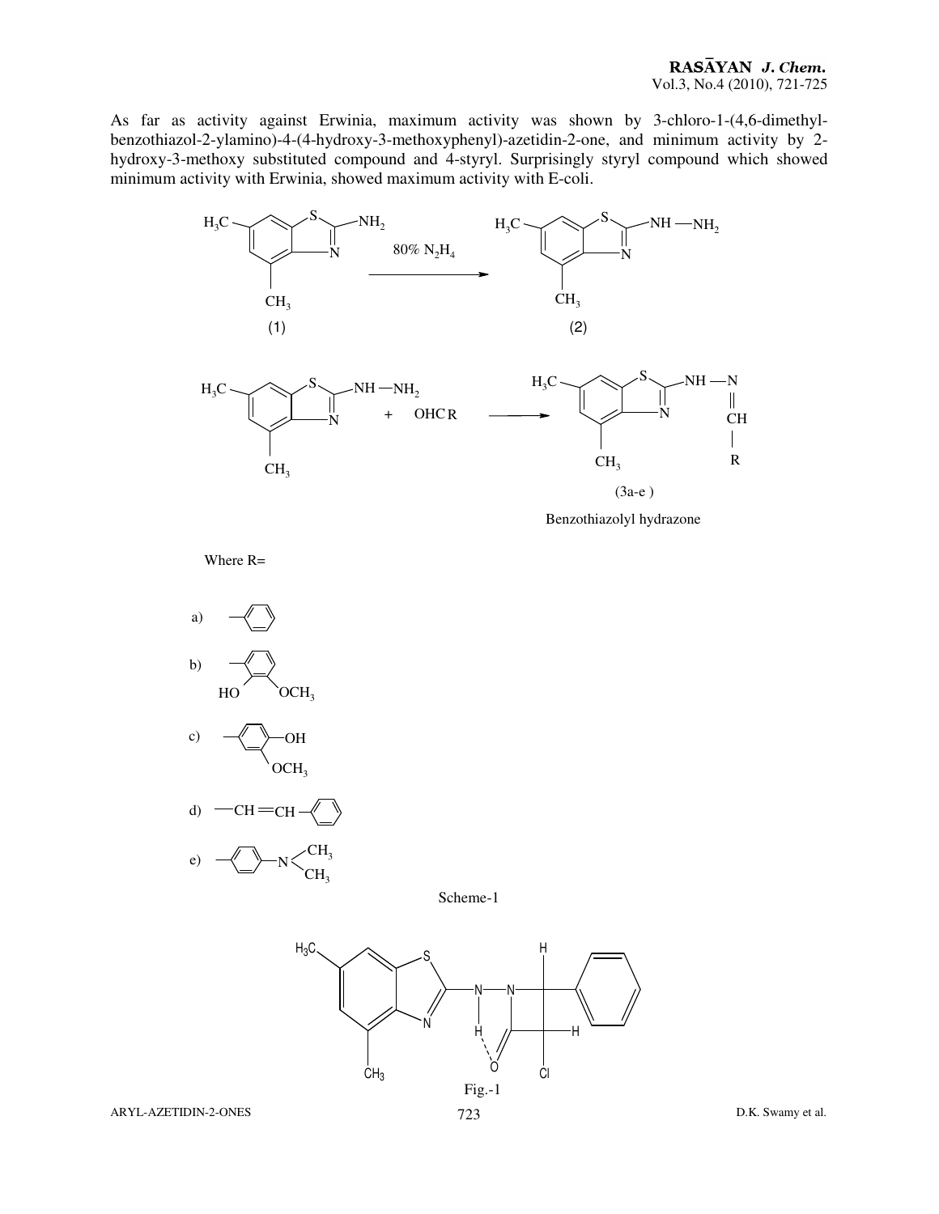As far as activity against Erwinia, maximum activity was shown by 3-chloro-1-(4,6-dimethyl-benzothiazol-2-ylamino)-4-(4-hydroxy-3-methoxyphenyl)-azetidin-2-one, and minimum activity by 2-hydroxy-3-methoxy substituted compound and 4-styryl. Surprisingly styryl compound which showed minimum activity with Erwinia, showed maximum activity with E-coli.

(1) → 80% $N_2H_4$ → (2)

(2) + OHC R → (3a-e)

Benzothiazolyl hydrazone

Where R=

a) phenyl

b) 2-hydroxy-3-methoxyphenyl (HO, $OCH_3$)

c) 4-hydroxy-3-methoxyphenyl (OH, $OCH_3$)

d) —CH=CH—phenyl

e) 4-($N(CH_3)_2$)phenyl

Scheme-1

Fig.-1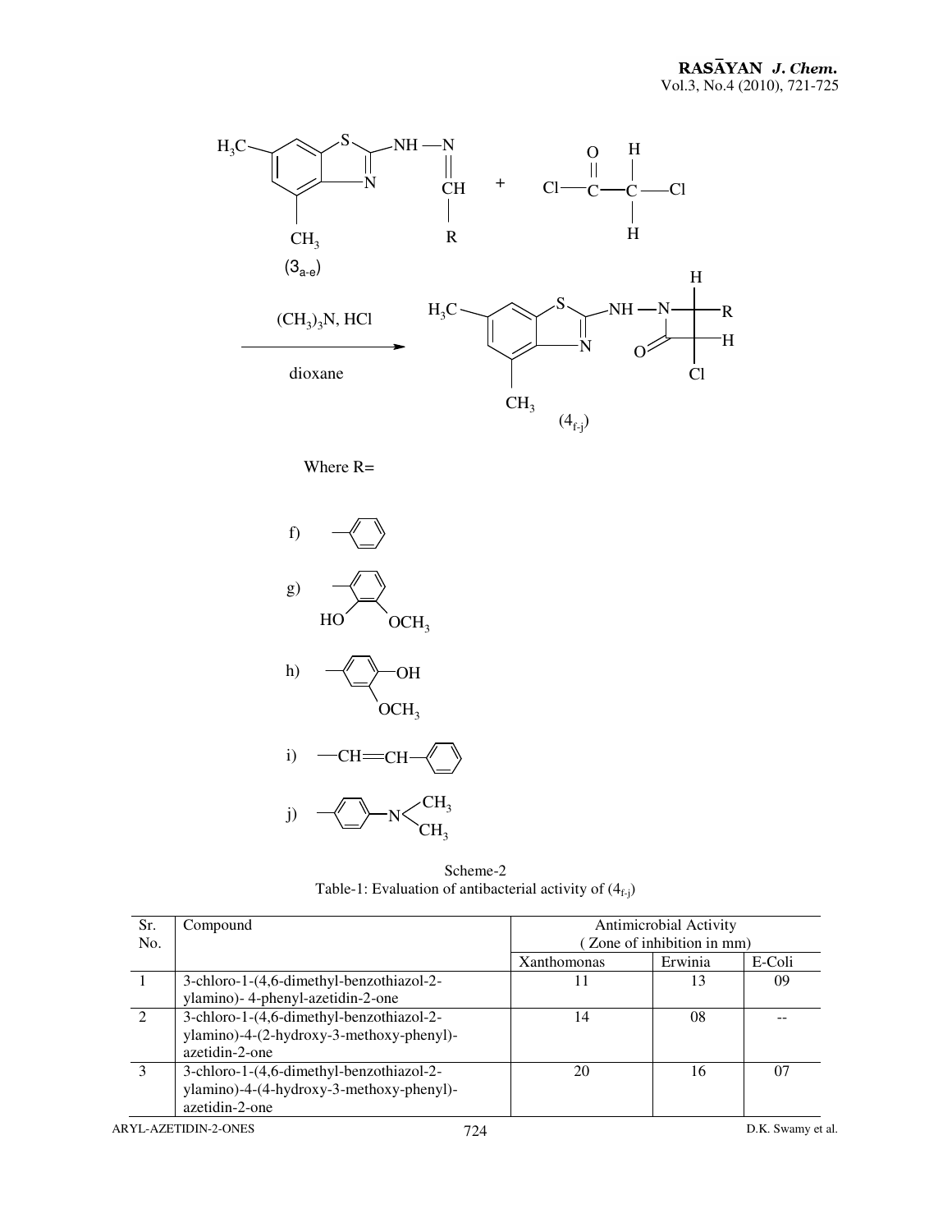Where R=

f) phenyl

g) 2-hydroxy-3-methoxyphenyl (HO, $OCH_3$)

h) 4-hydroxy-3-methoxyphenyl (OH, $OCH_3$)

i) $-CH{=}CH-C_6H_5$

j) 4-(dimethylamino)phenyl ($-C_6H_4-N(CH_3)_2$)

Scheme-2

Table-1: Evaluation of antibacterial activity of ($4_{f\text{-}j}$)

| Sr. No. | Compound | Antimicrobial Activity (Zone of inhibition in mm) | | |
|---|---|---|---|---|
| | | Xanthomonas | Erwinia | E-Coli |
| 1 | 3-chloro-1-(4,6-dimethyl-benzothiazol-2-ylamino)- 4-phenyl-azetidin-2-one | 11 | 13 | 09 |
| 2 | 3-chloro-1-(4,6-dimethyl-benzothiazol-2-ylamino)-4-(2-hydroxy-3-methoxy-phenyl)-azetidin-2-one | 14 | 08 | -- |
| 3 | 3-chloro-1-(4,6-dimethyl-benzothiazol-2-ylamino)-4-(4-hydroxy-3-methoxy-phenyl)-azetidin-2-one | 20 | 16 | 07 |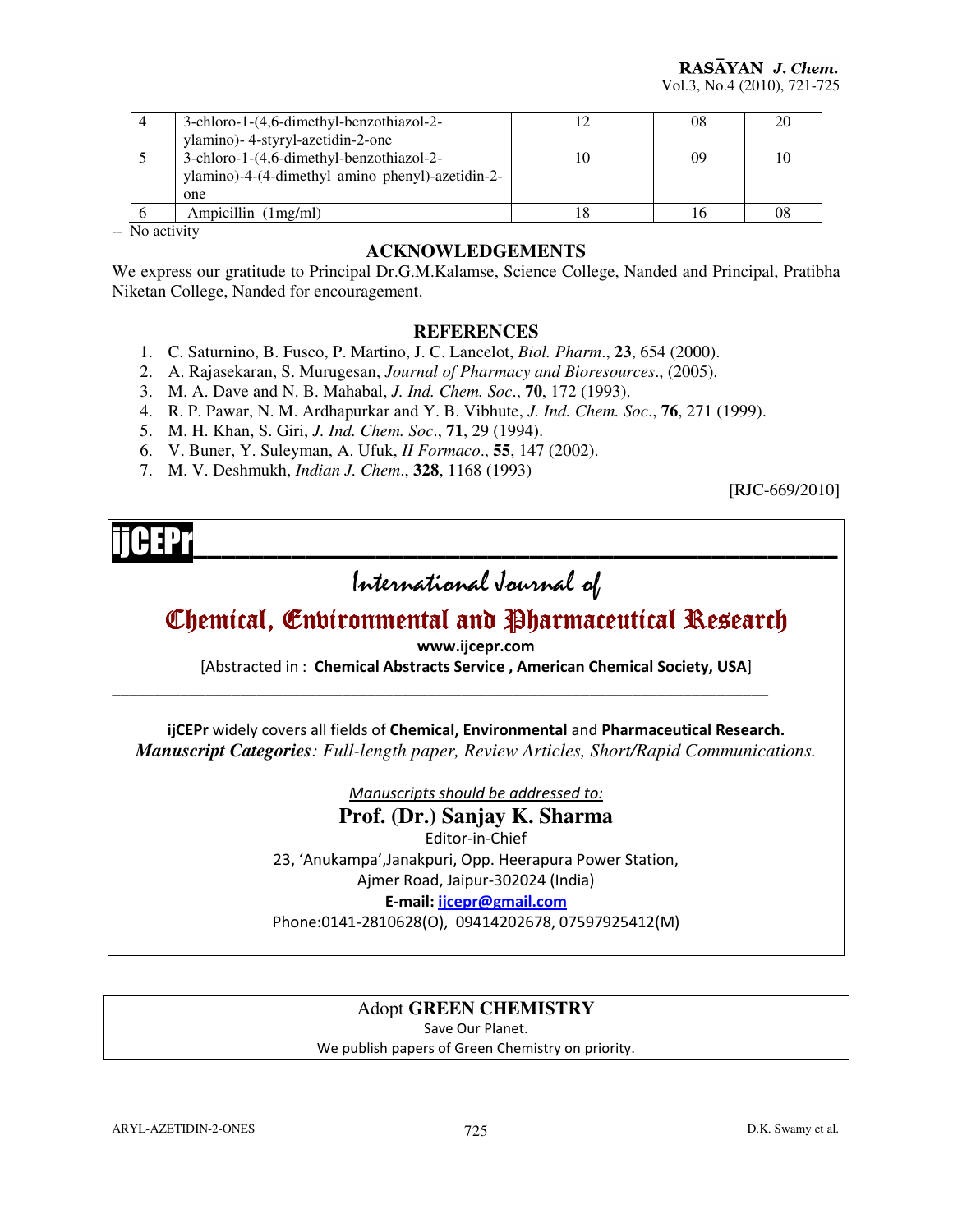| | | | | |
|---|---|---|---|---|
| 4 | 3-chloro-1-(4,6-dimethyl-benzothiazol-2-ylamino)- 4-styryl-azetidin-2-one | 12 | 08 | 20 |
| 5 | 3-chloro-1-(4,6-dimethyl-benzothiazol-2-ylamino)-4-(4-dimethyl amino phenyl)-azetidin-2-one | 10 | 09 | 10 |
| 6 | Ampicillin (1mg/ml) | 18 | 16 | 08 |

-- No activity

## ACKNOWLEDGEMENTS

We express our gratitude to Principal Dr.G.M.Kalamse, Science College, Nanded and Principal, Pratibha Niketan College, Nanded for encouragement.

## REFERENCES

1. C. Saturnino, B. Fusco, P. Martino, J. C. Lancelot, *Biol. Pharm*., **23**, 654 (2000).
2. A. Rajasekaran, S. Murugesan, *Journal of Pharmacy and Bioresources*., (2005).
3. M. A. Dave and N. B. Mahabal, *J. Ind. Chem. Soc*., **70**, 172 (1993).
4. R. P. Pawar, N. M. Ardhapurkar and Y. B. Vibhute, *J. Ind. Chem. Soc*., **76**, 271 (1999).
5. M. H. Khan, S. Giri, *J. Ind. Chem. Soc*., **71**, 29 (1994).
6. V. Buner, Y. Suleyman, A. Ufuk, *II Formaco*., **55**, 147 (2002).
7. M. V. Deshmukh, *Indian J. Chem*., **328**, 1168 (1993)

[RJC-669/2010]

---

**ijCEPr**

*International Journal of*

**Chemical, Environmental and Pharmaceutical Research**

**www.ijcepr.com**

[Abstracted in : **Chemical Abstracts Service , American Chemical Society, USA**]

**ijCEPr** widely covers all fields of **Chemical, Environmental** and **Pharmaceutical Research.**

***Manuscript Categories****: Full-length paper, Review Articles, Short/Rapid Communications.*

*Manuscripts should be addressed to:*

**Prof. (Dr.) Sanjay K. Sharma**

Editor-in-Chief

23, 'Anukampa',Janakpuri, Opp. Heerapura Power Station,

Ajmer Road, Jaipur-302024 (India)

**E-mail: ijcepr@gmail.com**

Phone:0141-2810628(O), 09414202678, 07597925412(M)

---

Adopt **GREEN CHEMISTRY**

Save Our Planet.

We publish papers of Green Chemistry on priority.